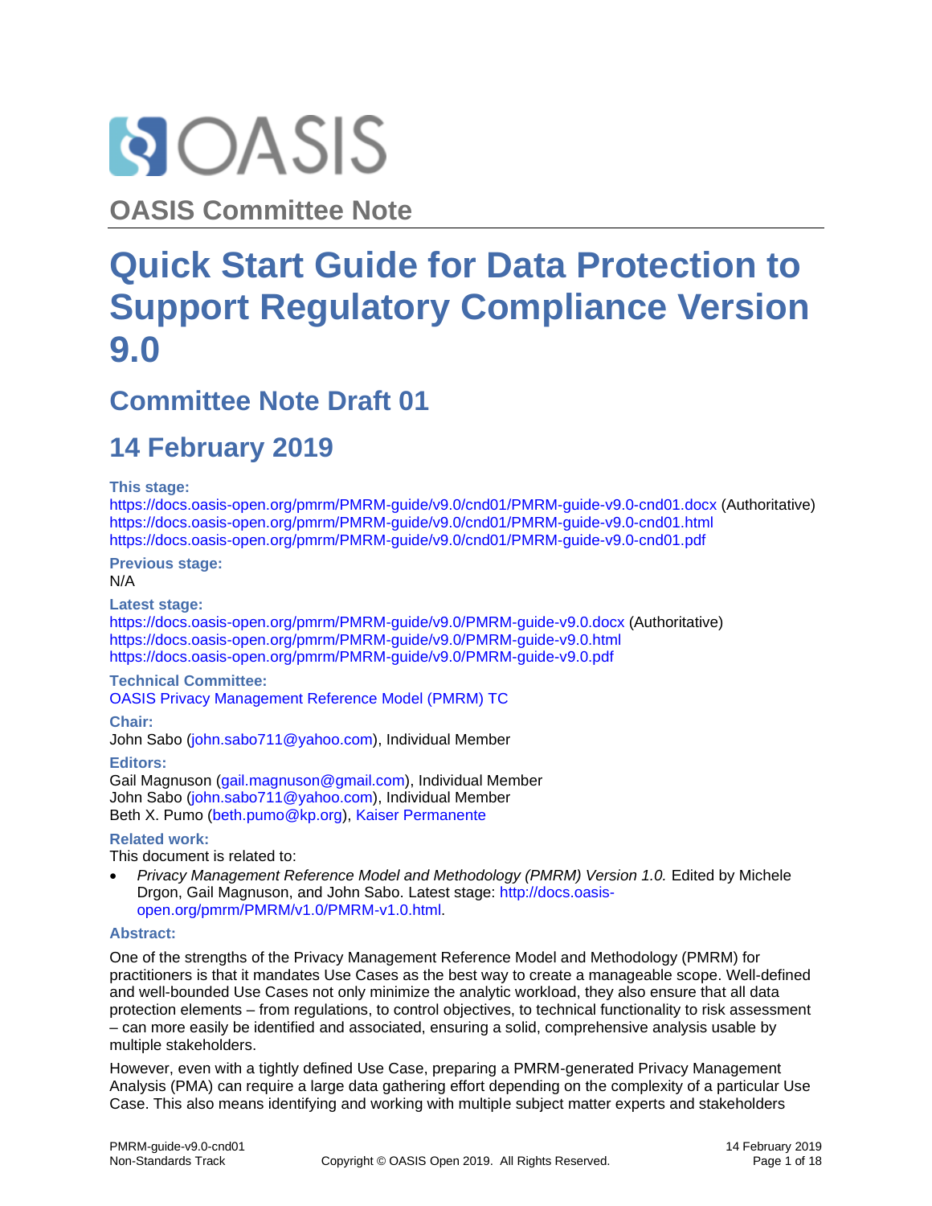OASIS

# OASIS Committee Note

# Quick Start Guide for Data Protection to Support Regulatory Compliance Version 9.0

## Committee Note Draft 01

## 14 February 2019

**This stage:**

https://docs.oasis-open.org/pmrm/PMRM-guide/v9.0/cnd01/PMRM-guide-v9.0-cnd01.docx (Authoritative)
https://docs.oasis-open.org/pmrm/PMRM-guide/v9.0/cnd01/PMRM-guide-v9.0-cnd01.html
https://docs.oasis-open.org/pmrm/PMRM-guide/v9.0/cnd01/PMRM-guide-v9.0-cnd01.pdf

**Previous stage:**

N/A

**Latest stage:**

https://docs.oasis-open.org/pmrm/PMRM-guide/v9.0/PMRM-guide-v9.0.docx (Authoritative)
https://docs.oasis-open.org/pmrm/PMRM-guide/v9.0/PMRM-guide-v9.0.html
https://docs.oasis-open.org/pmrm/PMRM-guide/v9.0/PMRM-guide-v9.0.pdf

**Technical Committee:**

OASIS Privacy Management Reference Model (PMRM) TC

**Chair:**

John Sabo (john.sabo711@yahoo.com), Individual Member

**Editors:**

Gail Magnuson (gail.magnuson@gmail.com), Individual Member
John Sabo (john.sabo711@yahoo.com), Individual Member
Beth X. Pumo (beth.pumo@kp.org), Kaiser Permanente

**Related work:**

This document is related to:

- *Privacy Management Reference Model and Methodology (PMRM) Version 1.0.* Edited by Michele Drgon, Gail Magnuson, and John Sabo. Latest stage: http://docs.oasis-open.org/pmrm/PMRM/v1.0/PMRM-v1.0.html.

**Abstract:**

One of the strengths of the Privacy Management Reference Model and Methodology (PMRM) for practitioners is that it mandates Use Cases as the best way to create a manageable scope. Well-defined and well-bounded Use Cases not only minimize the analytic workload, they also ensure that all data protection elements – from regulations, to control objectives, to technical functionality to risk assessment – can more easily be identified and associated, ensuring a solid, comprehensive analysis usable by multiple stakeholders.

However, even with a tightly defined Use Case, preparing a PMRM-generated Privacy Management Analysis (PMA) can require a large data gathering effort depending on the complexity of a particular Use Case. This also means identifying and working with multiple subject matter experts and stakeholders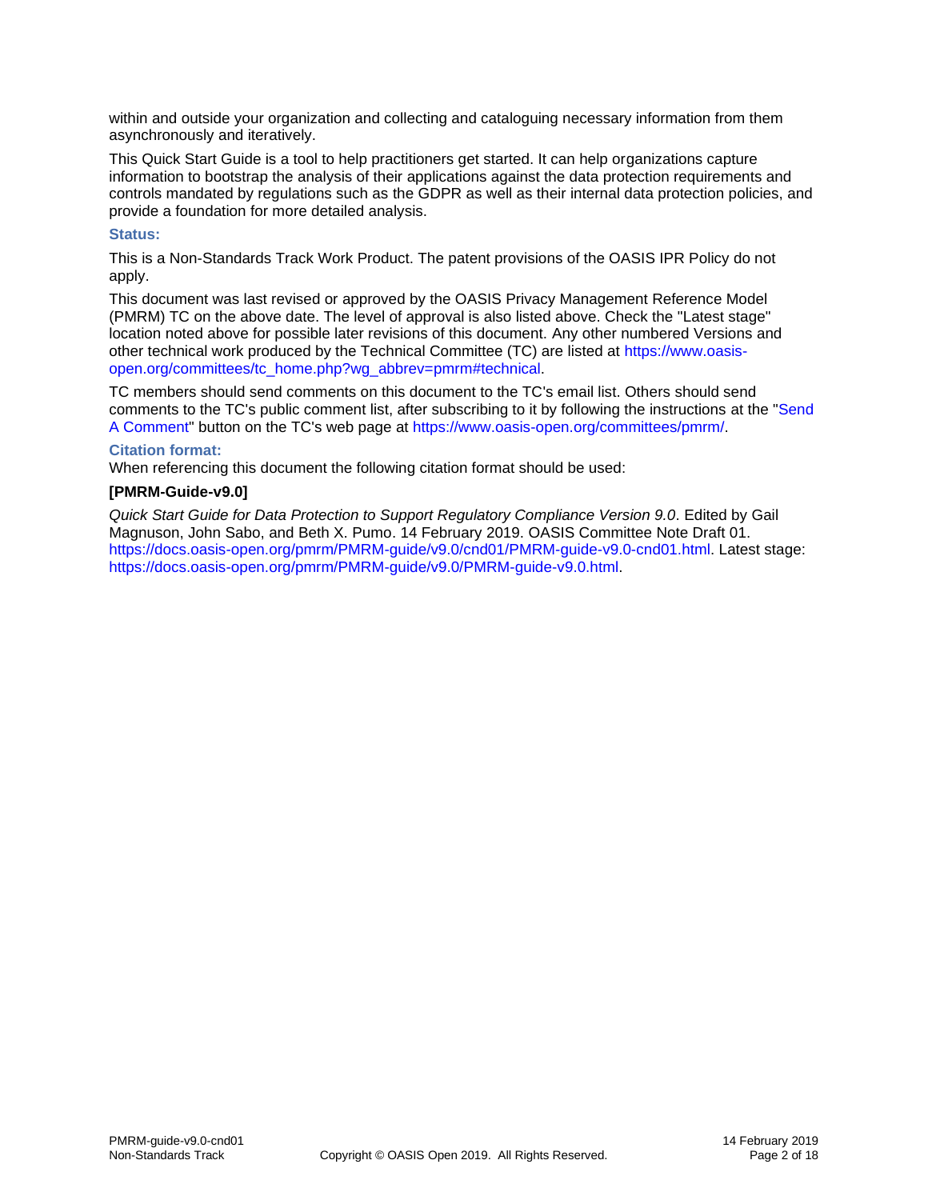within and outside your organization and collecting and cataloguing necessary information from them asynchronously and iteratively.

This Quick Start Guide is a tool to help practitioners get started. It can help organizations capture information to bootstrap the analysis of their applications against the data protection requirements and controls mandated by regulations such as the GDPR as well as their internal data protection policies, and provide a foundation for more detailed analysis.

### Status:

This is a Non-Standards Track Work Product. The patent provisions of the OASIS IPR Policy do not apply.

This document was last revised or approved by the OASIS Privacy Management Reference Model (PMRM) TC on the above date. The level of approval is also listed above. Check the "Latest stage" location noted above for possible later revisions of this document. Any other numbered Versions and other technical work produced by the Technical Committee (TC) are listed at https://www.oasis-open.org/committees/tc_home.php?wg_abbrev=pmrm#technical.

TC members should send comments on this document to the TC's email list. Others should send comments to the TC's public comment list, after subscribing to it by following the instructions at the "Send A Comment" button on the TC's web page at https://www.oasis-open.org/committees/pmrm/.

### Citation format:

When referencing this document the following citation format should be used:

**[PMRM-Guide-v9.0]**

*Quick Start Guide for Data Protection to Support Regulatory Compliance Version 9.0*. Edited by Gail Magnuson, John Sabo, and Beth X. Pumo. 14 February 2019. OASIS Committee Note Draft 01. https://docs.oasis-open.org/pmrm/PMRM-guide/v9.0/cnd01/PMRM-guide-v9.0-cnd01.html. Latest stage: https://docs.oasis-open.org/pmrm/PMRM-guide/v9.0/PMRM-guide-v9.0.html.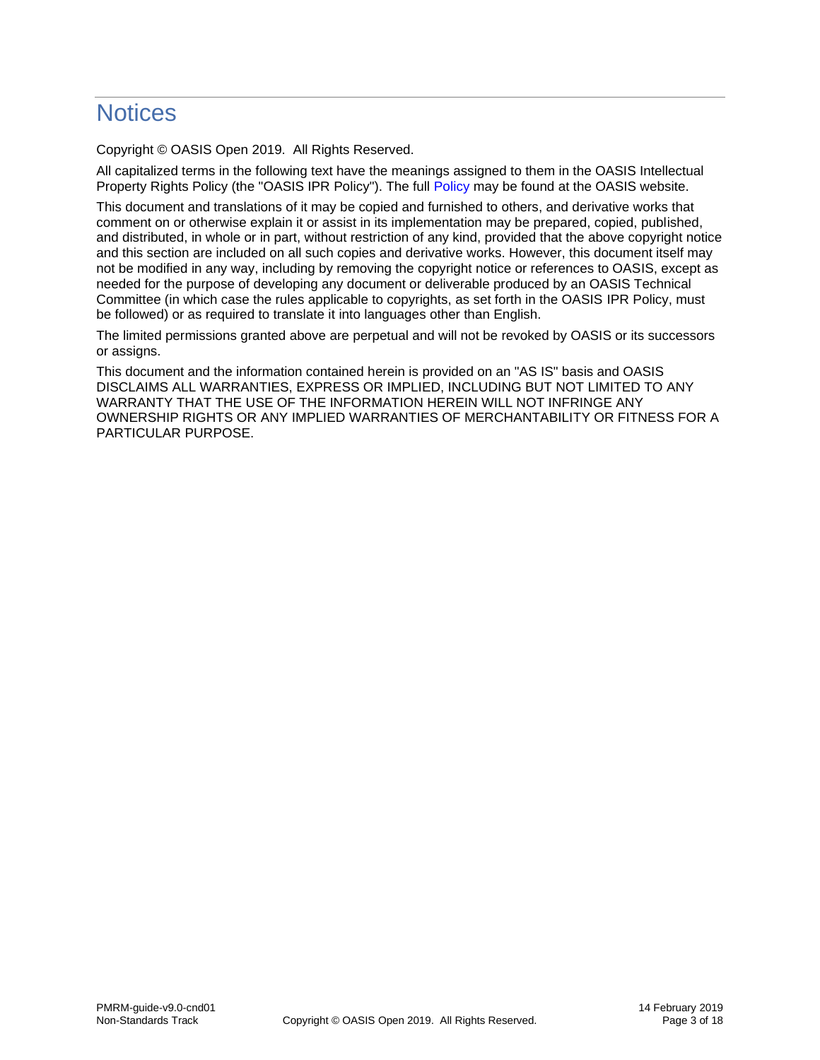# Notices

Copyright © OASIS Open 2019. All Rights Reserved.

All capitalized terms in the following text have the meanings assigned to them in the OASIS Intellectual Property Rights Policy (the "OASIS IPR Policy"). The full Policy may be found at the OASIS website.

This document and translations of it may be copied and furnished to others, and derivative works that comment on or otherwise explain it or assist in its implementation may be prepared, copied, published, and distributed, in whole or in part, without restriction of any kind, provided that the above copyright notice and this section are included on all such copies and derivative works. However, this document itself may not be modified in any way, including by removing the copyright notice or references to OASIS, except as needed for the purpose of developing any document or deliverable produced by an OASIS Technical Committee (in which case the rules applicable to copyrights, as set forth in the OASIS IPR Policy, must be followed) or as required to translate it into languages other than English.

The limited permissions granted above are perpetual and will not be revoked by OASIS or its successors or assigns.

This document and the information contained herein is provided on an "AS IS" basis and OASIS DISCLAIMS ALL WARRANTIES, EXPRESS OR IMPLIED, INCLUDING BUT NOT LIMITED TO ANY WARRANTY THAT THE USE OF THE INFORMATION HEREIN WILL NOT INFRINGE ANY OWNERSHIP RIGHTS OR ANY IMPLIED WARRANTIES OF MERCHANTABILITY OR FITNESS FOR A PARTICULAR PURPOSE.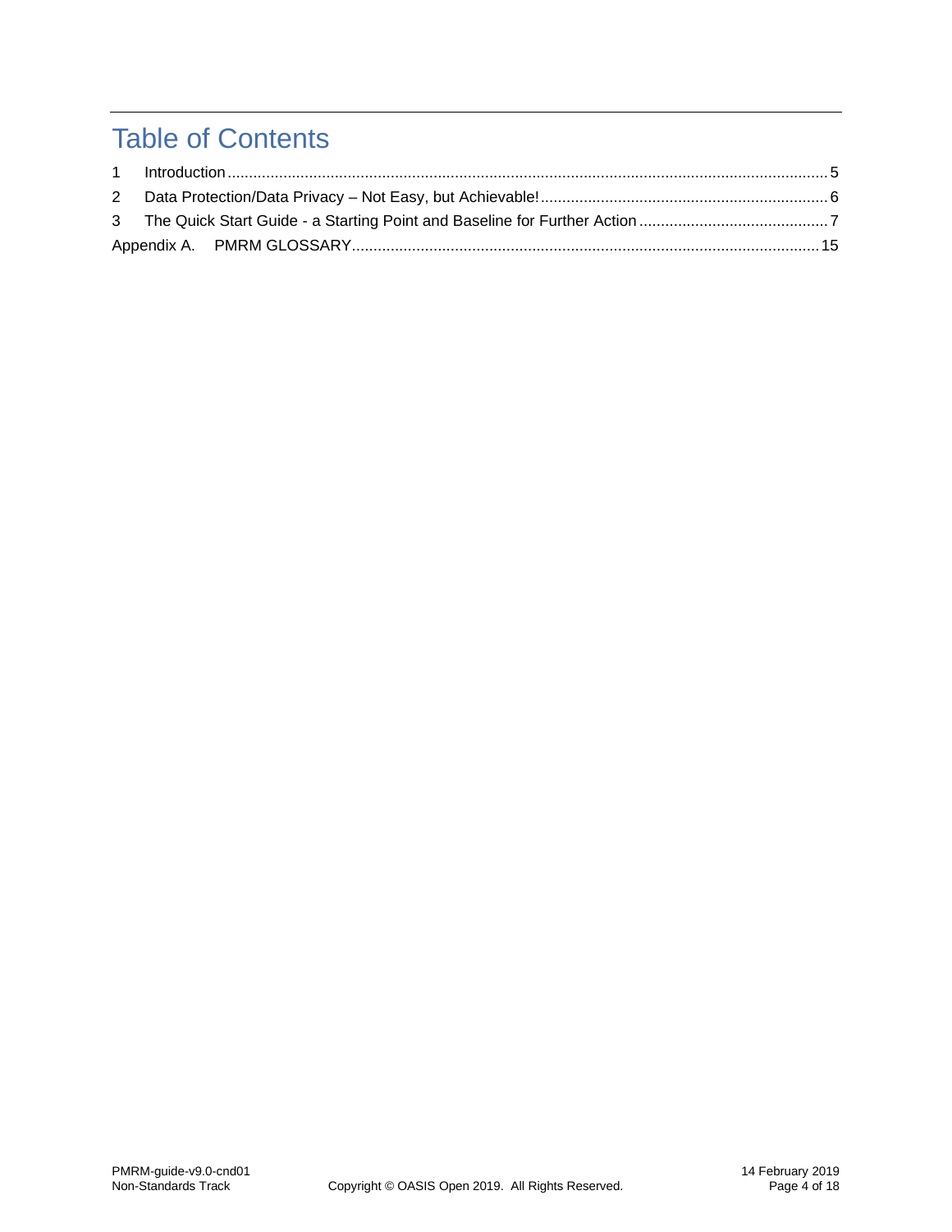# Table of Contents

1 Introduction ........................................................................................................................................ 5

2 Data Protection/Data Privacy – Not Easy, but Achievable! .................................................................. 6

3 The Quick Start Guide - a Starting Point and Baseline for Further Action ........................................... 7

Appendix A. PMRM GLOSSARY ........................................................................................................... 15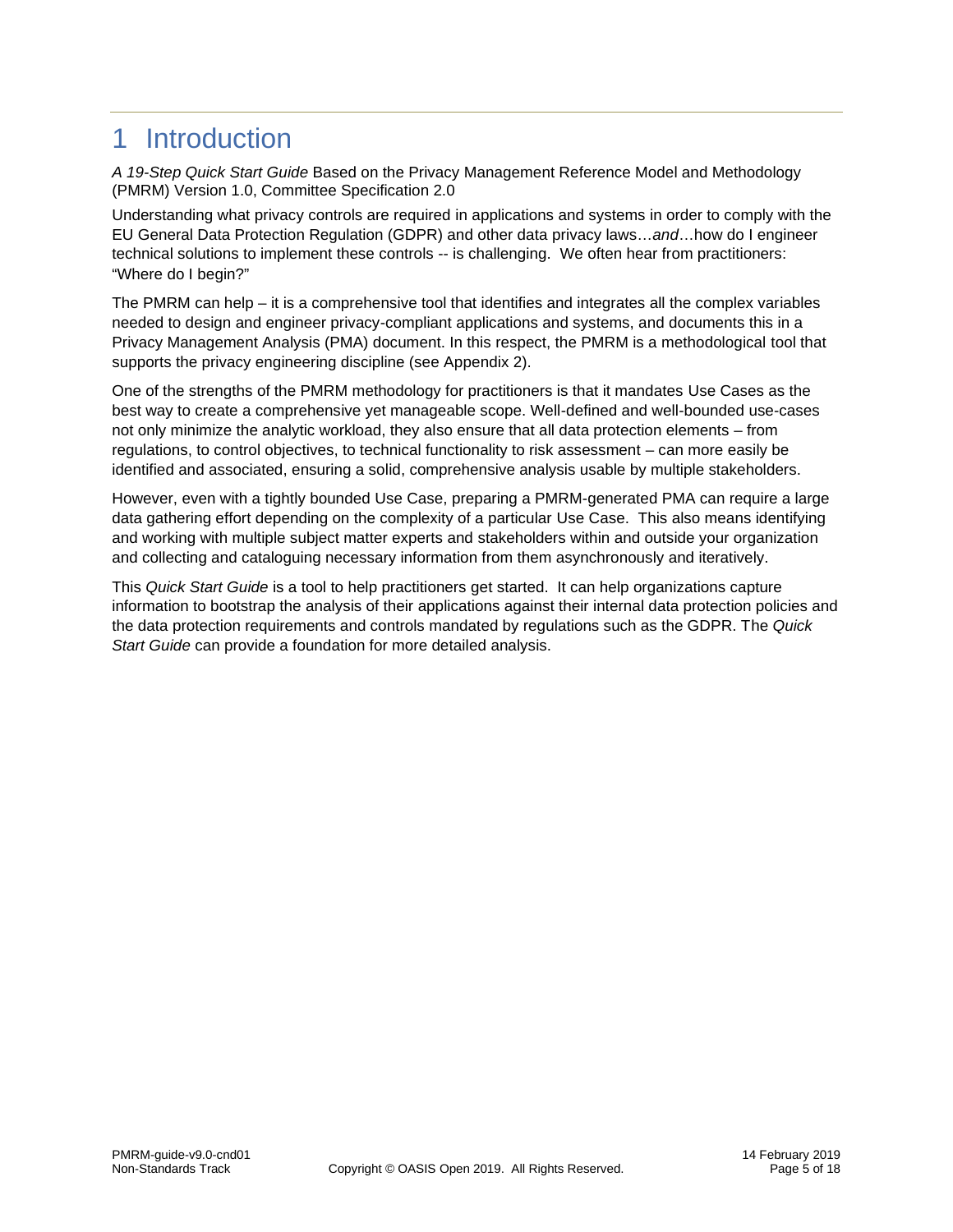# 1 Introduction

*A 19-Step Quick Start Guide* Based on the Privacy Management Reference Model and Methodology (PMRM) Version 1.0, Committee Specification 2.0

Understanding what privacy controls are required in applications and systems in order to comply with the EU General Data Protection Regulation (GDPR) and other data privacy laws…*and*…how do I engineer technical solutions to implement these controls -- is challenging. We often hear from practitioners: "Where do I begin?"

The PMRM can help – it is a comprehensive tool that identifies and integrates all the complex variables needed to design and engineer privacy-compliant applications and systems, and documents this in a Privacy Management Analysis (PMA) document. In this respect, the PMRM is a methodological tool that supports the privacy engineering discipline (see Appendix 2).

One of the strengths of the PMRM methodology for practitioners is that it mandates Use Cases as the best way to create a comprehensive yet manageable scope. Well-defined and well-bounded use-cases not only minimize the analytic workload, they also ensure that all data protection elements – from regulations, to control objectives, to technical functionality to risk assessment – can more easily be identified and associated, ensuring a solid, comprehensive analysis usable by multiple stakeholders.

However, even with a tightly bounded Use Case, preparing a PMRM-generated PMA can require a large data gathering effort depending on the complexity of a particular Use Case. This also means identifying and working with multiple subject matter experts and stakeholders within and outside your organization and collecting and cataloguing necessary information from them asynchronously and iteratively.

This *Quick Start Guide* is a tool to help practitioners get started. It can help organizations capture information to bootstrap the analysis of their applications against their internal data protection policies and the data protection requirements and controls mandated by regulations such as the GDPR. The *Quick Start Guide* can provide a foundation for more detailed analysis.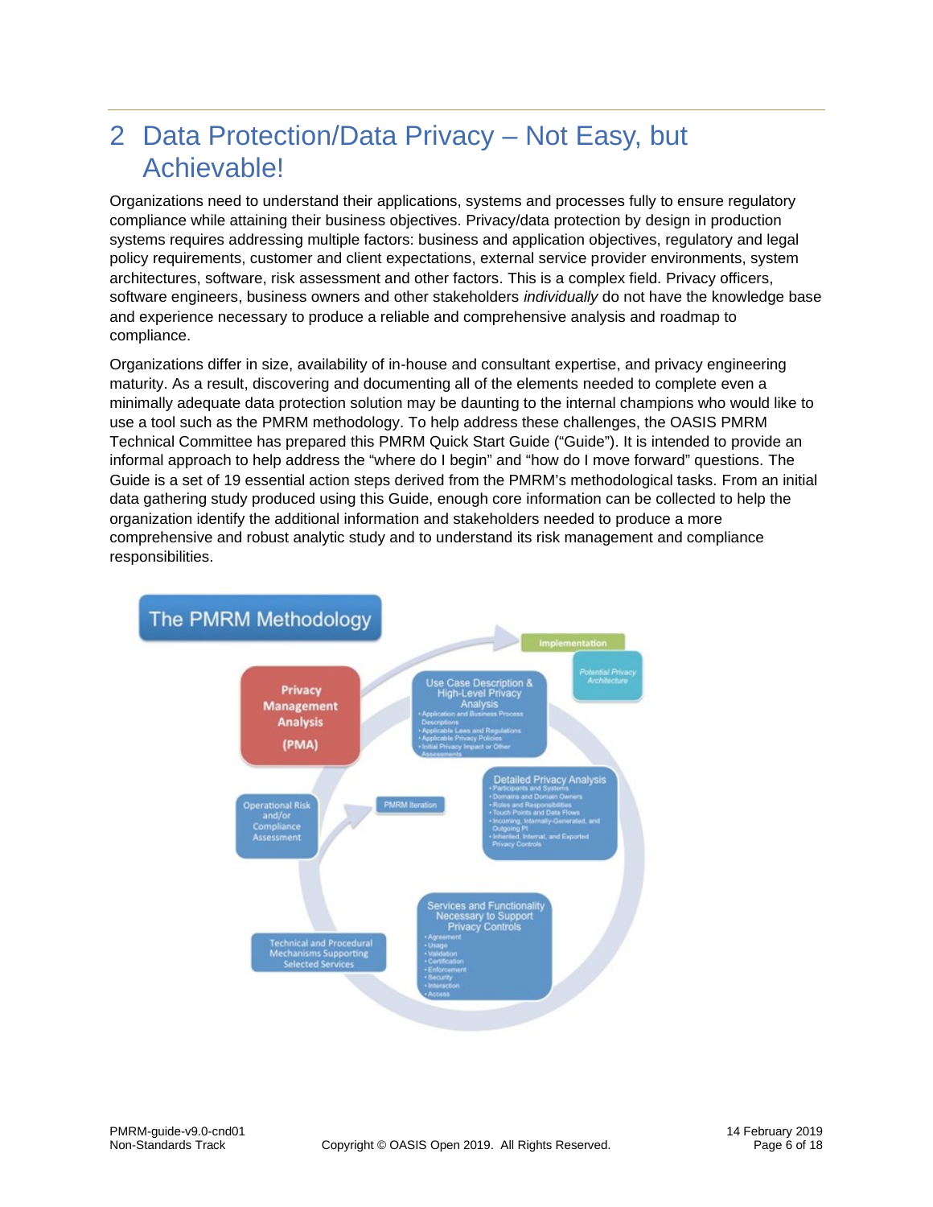# 2 Data Protection/Data Privacy – Not Easy, but Achievable!

Organizations need to understand their applications, systems and processes fully to ensure regulatory compliance while attaining their business objectives. Privacy/data protection by design in production systems requires addressing multiple factors: business and application objectives, regulatory and legal policy requirements, customer and client expectations, external service provider environments, system architectures, software, risk assessment and other factors. This is a complex field. Privacy officers, software engineers, business owners and other stakeholders *individually* do not have the knowledge base and experience necessary to produce a reliable and comprehensive analysis and roadmap to compliance.

Organizations differ in size, availability of in-house and consultant expertise, and privacy engineering maturity. As a result, discovering and documenting all of the elements needed to complete even a minimally adequate data protection solution may be daunting to the internal champions who would like to use a tool such as the PMRM methodology. To help address these challenges, the OASIS PMRM Technical Committee has prepared this PMRM Quick Start Guide ("Guide"). It is intended to provide an informal approach to help address the "where do I begin" and "how do I move forward" questions. The Guide is a set of 19 essential action steps derived from the PMRM's methodological tasks. From an initial data gathering study produced using this Guide, enough core information can be collected to help the organization identify the additional information and stakeholders needed to produce a more comprehensive and robust analytic study and to understand its risk management and compliance responsibilities.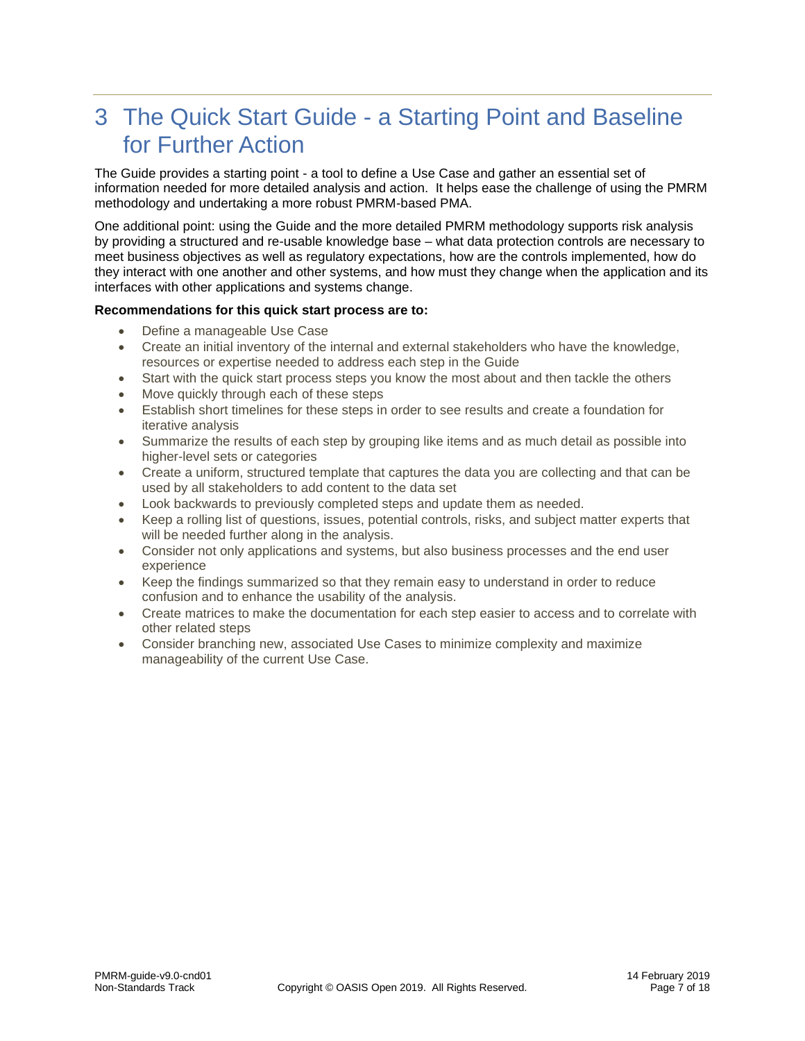# 3 The Quick Start Guide - a Starting Point and Baseline for Further Action

The Guide provides a starting point - a tool to define a Use Case and gather an essential set of information needed for more detailed analysis and action. It helps ease the challenge of using the PMRM methodology and undertaking a more robust PMRM-based PMA.

One additional point: using the Guide and the more detailed PMRM methodology supports risk analysis by providing a structured and re-usable knowledge base – what data protection controls are necessary to meet business objectives as well as regulatory expectations, how are the controls implemented, how do they interact with one another and other systems, and how must they change when the application and its interfaces with other applications and systems change.

**Recommendations for this quick start process are to:**

- Define a manageable Use Case
- Create an initial inventory of the internal and external stakeholders who have the knowledge, resources or expertise needed to address each step in the Guide
- Start with the quick start process steps you know the most about and then tackle the others
- Move quickly through each of these steps
- Establish short timelines for these steps in order to see results and create a foundation for iterative analysis
- Summarize the results of each step by grouping like items and as much detail as possible into higher-level sets or categories
- Create a uniform, structured template that captures the data you are collecting and that can be used by all stakeholders to add content to the data set
- Look backwards to previously completed steps and update them as needed.
- Keep a rolling list of questions, issues, potential controls, risks, and subject matter experts that will be needed further along in the analysis.
- Consider not only applications and systems, but also business processes and the end user experience
- Keep the findings summarized so that they remain easy to understand in order to reduce confusion and to enhance the usability of the analysis.
- Create matrices to make the documentation for each step easier to access and to correlate with other related steps
- Consider branching new, associated Use Cases to minimize complexity and maximize manageability of the current Use Case.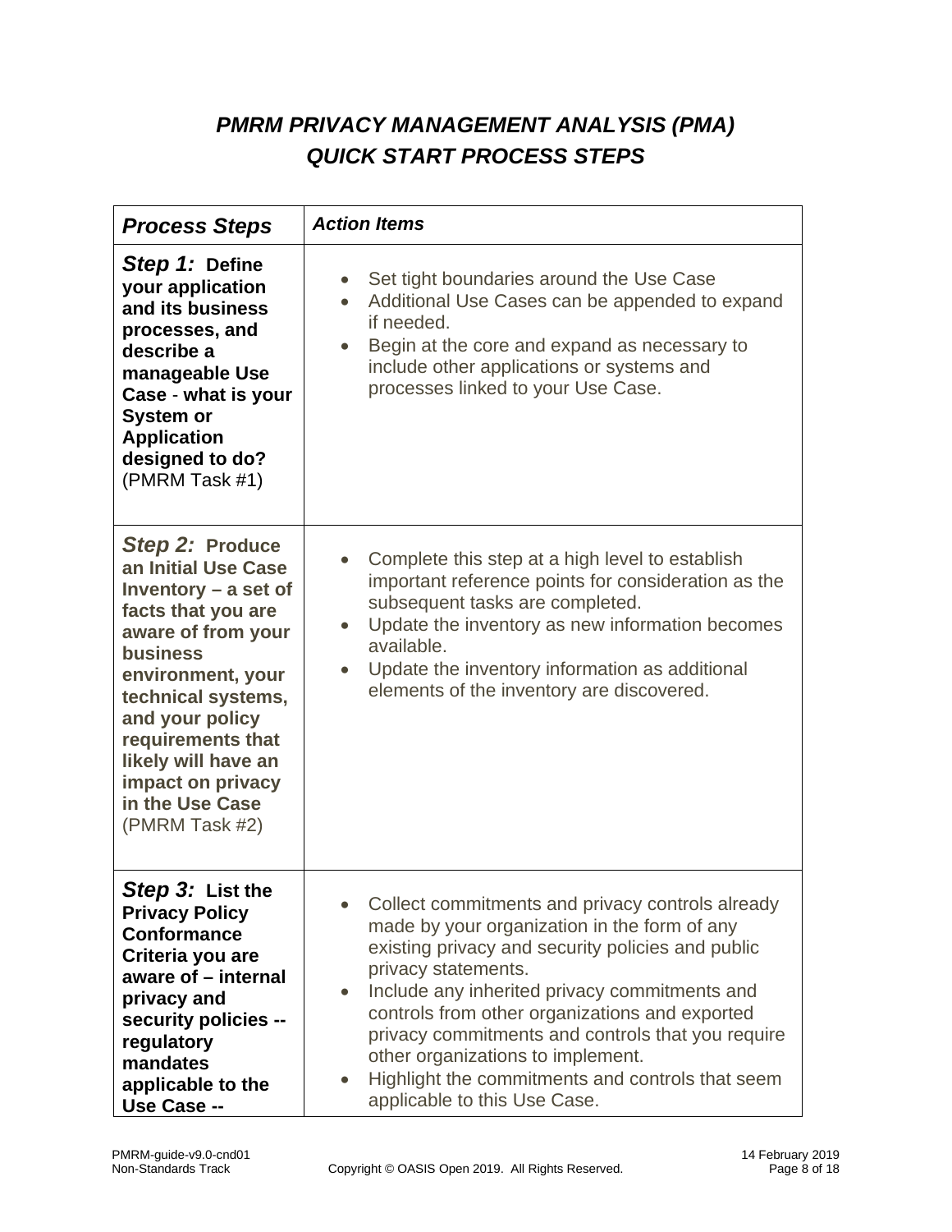# *PMRM PRIVACY MANAGEMENT ANALYSIS (PMA) QUICK START PROCESS STEPS*

| ***Process Steps*** | ***Action Items*** |
|---|---|
| ***Step 1:*** **Define your application and its business processes, and describe a manageable Use Case - what is your System or Application designed to do?** (PMRM Task #1) | • Set tight boundaries around the Use Case<br>• Additional Use Cases can be appended to expand if needed.<br>• Begin at the core and expand as necessary to include other applications or systems and processes linked to your Use Case. |
| ***Step 2:*** **Produce an Initial Use Case Inventory – a set of facts that you are aware of from your business environment, your technical systems, and your policy requirements that likely will have an impact on privacy in the Use Case** (PMRM Task #2) | • Complete this step at a high level to establish important reference points for consideration as the subsequent tasks are completed.<br>• Update the inventory as new information becomes available.<br>• Update the inventory information as additional elements of the inventory are discovered. |
| ***Step 3:*** **List the Privacy Policy Conformance Criteria you are aware of – internal privacy and security policies -- regulatory mandates applicable to the Use Case --** | • Collect commitments and privacy controls already made by your organization in the form of any existing privacy and security policies and public privacy statements.<br>• Include any inherited privacy commitments and controls from other organizations and exported privacy commitments and controls that you require other organizations to implement.<br>• Highlight the commitments and controls that seem applicable to this Use Case. |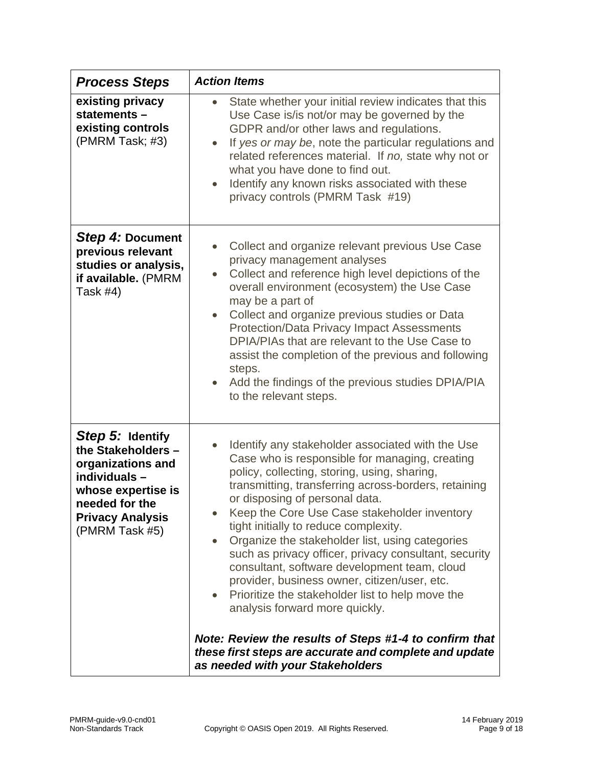| ***Process Steps*** | ***Action Items*** |
|---|---|
| **existing privacy statements – existing controls** (PMRM Task; #3) | • State whether your initial review indicates that this Use Case is/is not/or may be governed by the GDPR and/or other laws and regulations.<br>• If *yes or may be*, note the particular regulations and related references material. If *no,* state why not or what you have done to find out.<br>• Identify any known risks associated with these privacy controls (PMRM Task #19) |
| ***Step 4:*** **Document previous relevant studies or analysis, if available.** (PMRM Task #4) | • Collect and organize relevant previous Use Case privacy management analyses<br>• Collect and reference high level depictions of the overall environment (ecosystem) the Use Case may be a part of<br>• Collect and organize previous studies or Data Protection/Data Privacy Impact Assessments DPIA/PIAs that are relevant to the Use Case to assist the completion of the previous and following steps.<br>• Add the findings of the previous studies DPIA/PIA to the relevant steps. |
| ***Step 5:*** **Identify the Stakeholders – organizations and individuals – whose expertise is needed for the Privacy Analysis** (PMRM Task #5) | • Identify any stakeholder associated with the Use Case who is responsible for managing, creating policy, collecting, storing, using, sharing, transmitting, transferring across-borders, retaining or disposing of personal data.<br>• Keep the Core Use Case stakeholder inventory tight initially to reduce complexity.<br>• Organize the stakeholder list, using categories such as privacy officer, privacy consultant, security consultant, software development team, cloud provider, business owner, citizen/user, etc.<br>• Prioritize the stakeholder list to help move the analysis forward more quickly.<br><br>***Note: Review the results of Steps #1-4 to confirm that these first steps are accurate and complete and update as needed with your Stakeholders*** |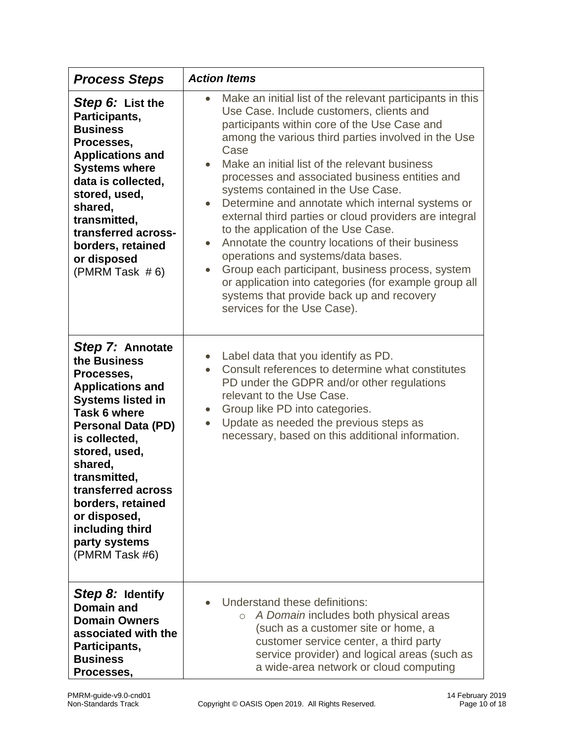| *Process Steps* | *Action Items* |
|---|---|
| ***Step 6:*** **List the Participants, Business Processes, Applications and Systems where data is collected, stored, used, shared, transmitted, transferred across-borders, retained or disposed** (PMRM Task # 6) | • Make an initial list of the relevant participants in this Use Case. Include customers, clients and participants within core of the Use Case and among the various third parties involved in the Use Case<br>• Make an initial list of the relevant business processes and associated business entities and systems contained in the Use Case.<br>• Determine and annotate which internal systems or external third parties or cloud providers are integral to the application of the Use Case.<br>• Annotate the country locations of their business operations and systems/data bases.<br>• Group each participant, business process, system or application into categories (for example group all systems that provide back up and recovery services for the Use Case). |
| ***Step 7:*** **Annotate the Business Processes, Applications and Systems listed in Task 6 where Personal Data (PD) is collected, stored, used, shared, transmitted, transferred across borders, retained or disposed, including third party systems** (PMRM Task #6) | • Label data that you identify as PD.<br>• Consult references to determine what constitutes PD under the GDPR and/or other regulations relevant to the Use Case.<br>• Group like PD into categories.<br>• Update as needed the previous steps as necessary, based on this additional information. |
| ***Step 8:*** **Identify Domain and Domain Owners associated with the Participants, Business Processes,** | • Understand these definitions:<br>  ○ *A Domain* includes both physical areas (such as a customer site or home, a customer service center, a third party service provider) and logical areas (such as a wide-area network or cloud computing |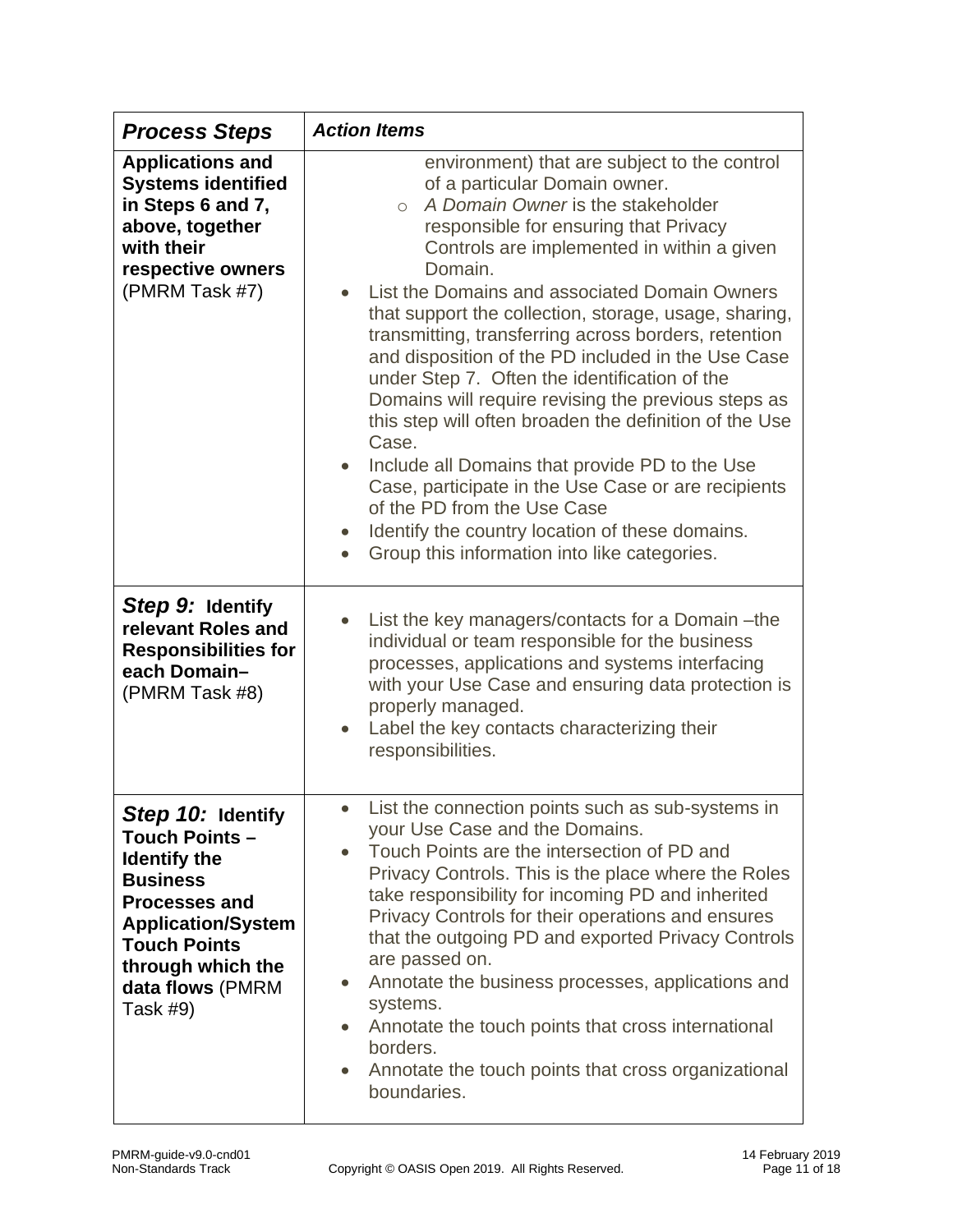| ***Process Steps*** | ***Action Items*** |
|---|---|
| **Applications and Systems identified in Steps 6 and 7, above, together with their respective owners** (PMRM Task #7) | environment) that are subject to the control of a particular Domain owner.<br>◦ *A Domain Owner* is the stakeholder responsible for ensuring that Privacy Controls are implemented in within a given Domain.<br>• List the Domains and associated Domain Owners that support the collection, storage, usage, sharing, transmitting, transferring across borders, retention and disposition of the PD included in the Use Case under Step 7. Often the identification of the Domains will require revising the previous steps as this step will often broaden the definition of the Use Case.<br>• Include all Domains that provide PD to the Use Case, participate in the Use Case or are recipients of the PD from the Use Case<br>• Identify the country location of these domains.<br>• Group this information into like categories. |
| ***Step 9:* Identify relevant Roles and Responsibilities for each Domain–** (PMRM Task #8) | • List the key managers/contacts for a Domain –the individual or team responsible for the business processes, applications and systems interfacing with your Use Case and ensuring data protection is properly managed.<br>• Label the key contacts characterizing their responsibilities. |
| ***Step 10:* Identify Touch Points – Identify the Business Processes and Application/System Touch Points through which the data flows** (PMRM Task #9) | • List the connection points such as sub-systems in your Use Case and the Domains.<br>• Touch Points are the intersection of PD and Privacy Controls. This is the place where the Roles take responsibility for incoming PD and inherited Privacy Controls for their operations and ensures that the outgoing PD and exported Privacy Controls are passed on.<br>• Annotate the business processes, applications and systems.<br>• Annotate the touch points that cross international borders.<br>• Annotate the touch points that cross organizational boundaries. |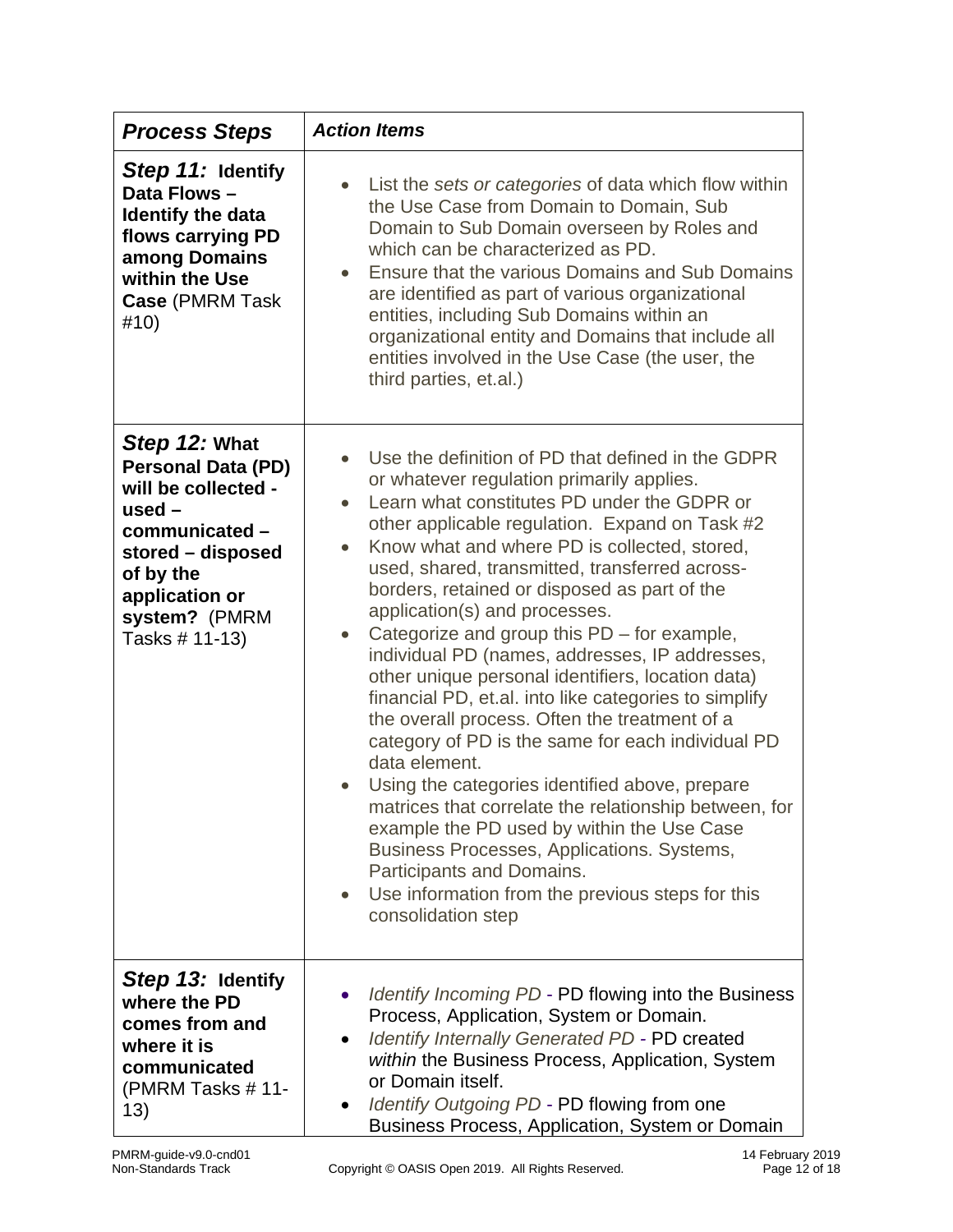| *Process Steps* | *Action Items* |
|---|---|
| ***Step 11:* Identify Data Flows – Identify the data flows carrying PD among Domains within the Use Case** (PMRM Task #10) | • List the *sets or categories* of data which flow within the Use Case from Domain to Domain, Sub Domain to Sub Domain overseen by Roles and which can be characterized as PD.<br>• Ensure that the various Domains and Sub Domains are identified as part of various organizational entities, including Sub Domains within an organizational entity and Domains that include all entities involved in the Use Case (the user, the third parties, et.al.) |
| ***Step 12:* What Personal Data (PD) will be collected - used – communicated – stored – disposed of by the application or system?** (PMRM Tasks # 11-13) | • Use the definition of PD that defined in the GDPR or whatever regulation primarily applies.<br>• Learn what constitutes PD under the GDPR or other applicable regulation. Expand on Task #2<br>• Know what and where PD is collected, stored, used, shared, transmitted, transferred across-borders, retained or disposed as part of the application(s) and processes.<br>• Categorize and group this PD – for example, individual PD (names, addresses, IP addresses, other unique personal identifiers, location data) financial PD, et.al. into like categories to simplify the overall process. Often the treatment of a category of PD is the same for each individual PD data element.<br>• Using the categories identified above, prepare matrices that correlate the relationship between, for example the PD used by within the Use Case Business Processes, Applications. Systems, Participants and Domains.<br>• Use information from the previous steps for this consolidation step |
| ***Step 13:* Identify where the PD comes from and where it is communicated** (PMRM Tasks # 11-13) | • *Identify Incoming PD* - PD flowing into the Business Process, Application, System or Domain.<br>• *Identify Internally Generated PD* - PD created *within* the Business Process, Application, System or Domain itself.<br>• *Identify Outgoing PD* - PD flowing from one Business Process, Application, System or Domain |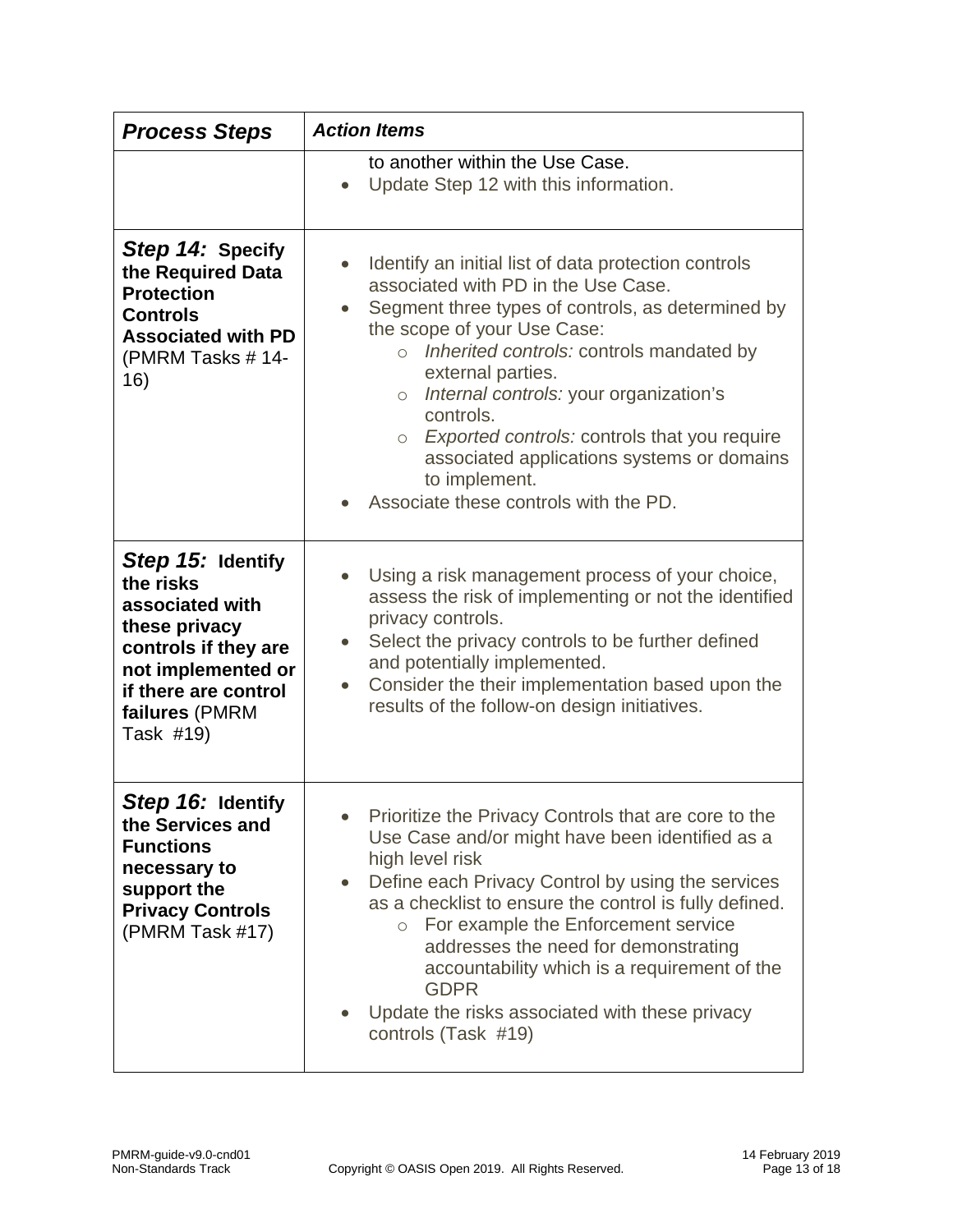| *Process Steps* | *Action Items* |
|---|---|
| | to another within the Use Case.<br>• Update Step 12 with this information. |
| ***Step 14:*** **Specify the Required Data Protection Controls Associated with PD** (PMRM Tasks # 14-16) | • Identify an initial list of data protection controls associated with PD in the Use Case.<br>• Segment three types of controls, as determined by the scope of your Use Case:<br>  ○ *Inherited controls:* controls mandated by external parties.<br>  ○ *Internal controls:* your organization's controls.<br>  ○ *Exported controls:* controls that you require associated applications systems or domains to implement.<br>• Associate these controls with the PD. |
| ***Step 15:*** **Identify the risks associated with these privacy controls if they are not implemented or if there are control failures** (PMRM Task #19) | • Using a risk management process of your choice, assess the risk of implementing or not the identified privacy controls.<br>• Select the privacy controls to be further defined and potentially implemented.<br>• Consider the their implementation based upon the results of the follow-on design initiatives. |
| ***Step 16:*** **Identify the Services and Functions necessary to support the Privacy Controls** (PMRM Task #17) | • Prioritize the Privacy Controls that are core to the Use Case and/or might have been identified as a high level risk<br>• Define each Privacy Control by using the services as a checklist to ensure the control is fully defined.<br>  ○ For example the Enforcement service addresses the need for demonstrating accountability which is a requirement of the GDPR<br>• Update the risks associated with these privacy controls (Task #19) |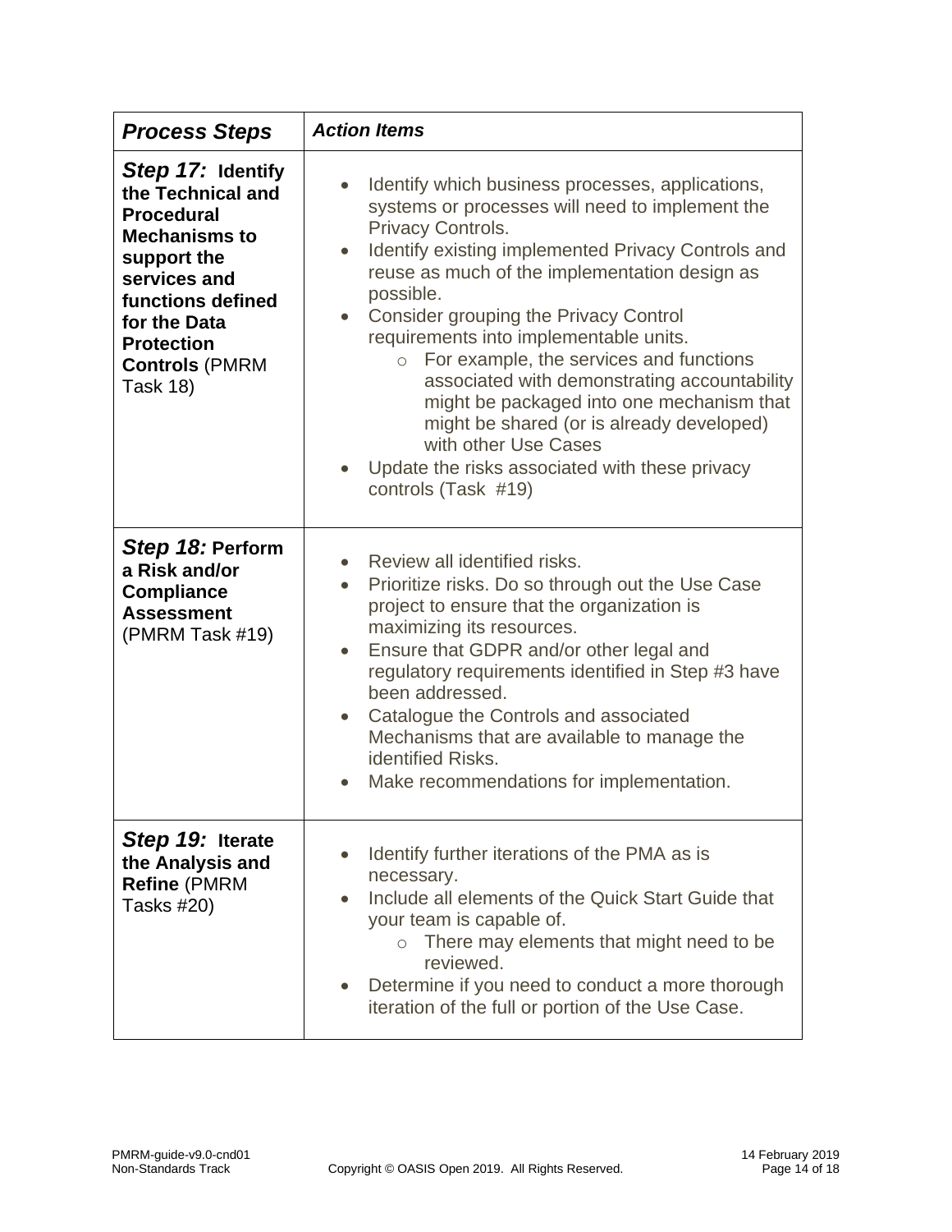| ***Process Steps*** | ***Action Items*** |
| --- | --- |
| ***Step 17:* Identify the Technical and Procedural Mechanisms to support the services and functions defined for the Data Protection Controls** (PMRM Task 18) | • Identify which business processes, applications, systems or processes will need to implement the Privacy Controls.<br>• Identify existing implemented Privacy Controls and reuse as much of the implementation design as possible.<br>• Consider grouping the Privacy Control requirements into implementable units.<br>&nbsp;&nbsp;&nbsp;&nbsp;○ For example, the services and functions associated with demonstrating accountability might be packaged into one mechanism that might be shared (or is already developed) with other Use Cases<br>• Update the risks associated with these privacy controls (Task #19) |
| ***Step 18:* Perform a Risk and/or Compliance Assessment** (PMRM Task #19) | • Review all identified risks.<br>• Prioritize risks. Do so through out the Use Case project to ensure that the organization is maximizing its resources.<br>• Ensure that GDPR and/or other legal and regulatory requirements identified in Step #3 have been addressed.<br>• Catalogue the Controls and associated Mechanisms that are available to manage the identified Risks.<br>• Make recommendations for implementation. |
| ***Step 19:* Iterate the Analysis and Refine** (PMRM Tasks #20) | • Identify further iterations of the PMA as is necessary.<br>• Include all elements of the Quick Start Guide that your team is capable of.<br>&nbsp;&nbsp;&nbsp;&nbsp;○ There may elements that might need to be reviewed.<br>• Determine if you need to conduct a more thorough iteration of the full or portion of the Use Case. |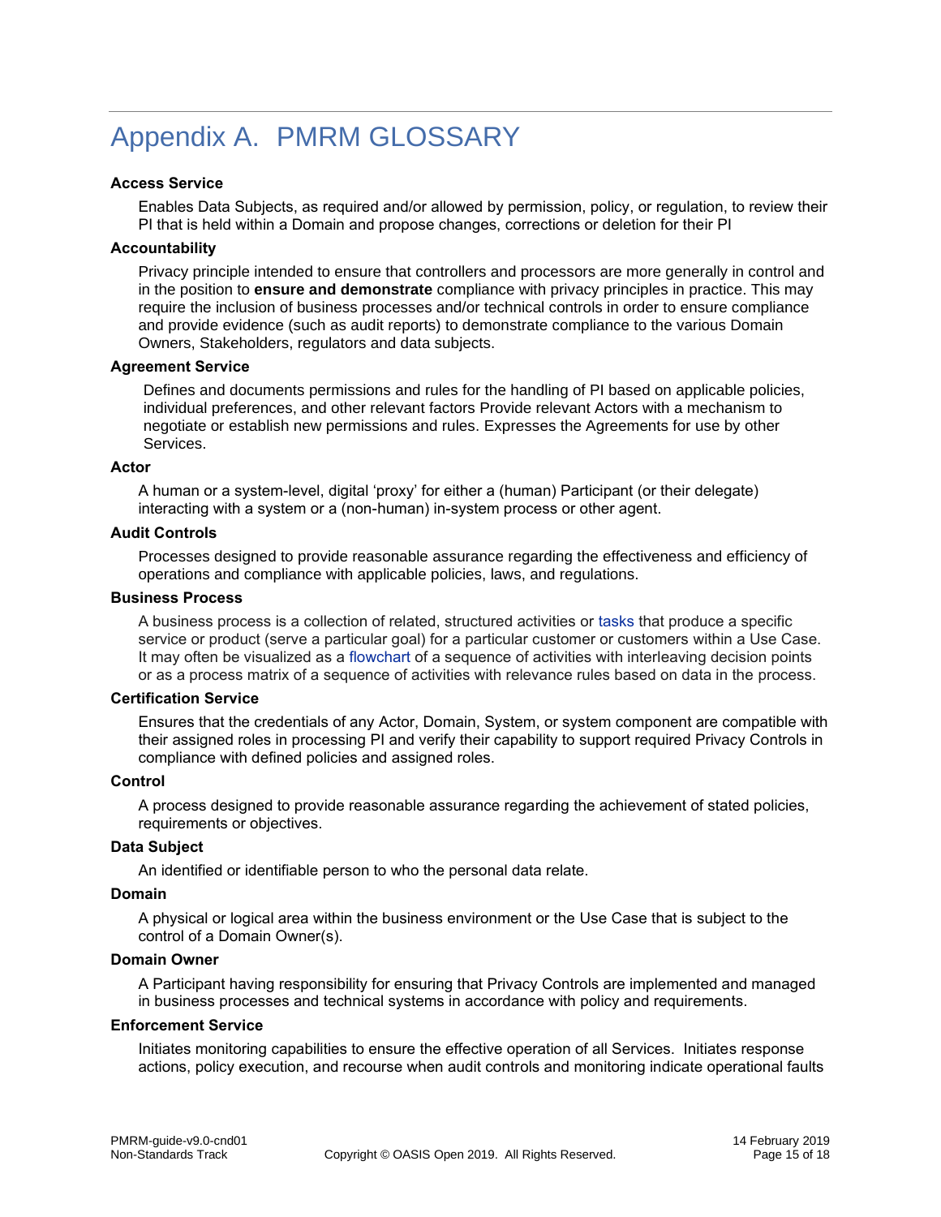# Appendix A. PMRM GLOSSARY

**Access Service**

Enables Data Subjects, as required and/or allowed by permission, policy, or regulation, to review their PI that is held within a Domain and propose changes, corrections or deletion for their PI

**Accountability**

Privacy principle intended to ensure that controllers and processors are more generally in control and in the position to **ensure and demonstrate** compliance with privacy principles in practice. This may require the inclusion of business processes and/or technical controls in order to ensure compliance and provide evidence (such as audit reports) to demonstrate compliance to the various Domain Owners, Stakeholders, regulators and data subjects.

**Agreement Service**

Defines and documents permissions and rules for the handling of PI based on applicable policies, individual preferences, and other relevant factors Provide relevant Actors with a mechanism to negotiate or establish new permissions and rules. Expresses the Agreements for use by other Services.

**Actor**

A human or a system-level, digital 'proxy' for either a (human) Participant (or their delegate) interacting with a system or a (non-human) in-system process or other agent.

**Audit Controls**

Processes designed to provide reasonable assurance regarding the effectiveness and efficiency of operations and compliance with applicable policies, laws, and regulations.

**Business Process**

A business process is a collection of related, structured activities or tasks that produce a specific service or product (serve a particular goal) for a particular customer or customers within a Use Case. It may often be visualized as a flowchart of a sequence of activities with interleaving decision points or as a process matrix of a sequence of activities with relevance rules based on data in the process.

**Certification Service**

Ensures that the credentials of any Actor, Domain, System, or system component are compatible with their assigned roles in processing PI and verify their capability to support required Privacy Controls in compliance with defined policies and assigned roles.

**Control**

A process designed to provide reasonable assurance regarding the achievement of stated policies, requirements or objectives.

**Data Subject**

An identified or identifiable person to who the personal data relate.

**Domain**

A physical or logical area within the business environment or the Use Case that is subject to the control of a Domain Owner(s).

**Domain Owner**

A Participant having responsibility for ensuring that Privacy Controls are implemented and managed in business processes and technical systems in accordance with policy and requirements.

**Enforcement Service**

Initiates monitoring capabilities to ensure the effective operation of all Services. Initiates response actions, policy execution, and recourse when audit controls and monitoring indicate operational faults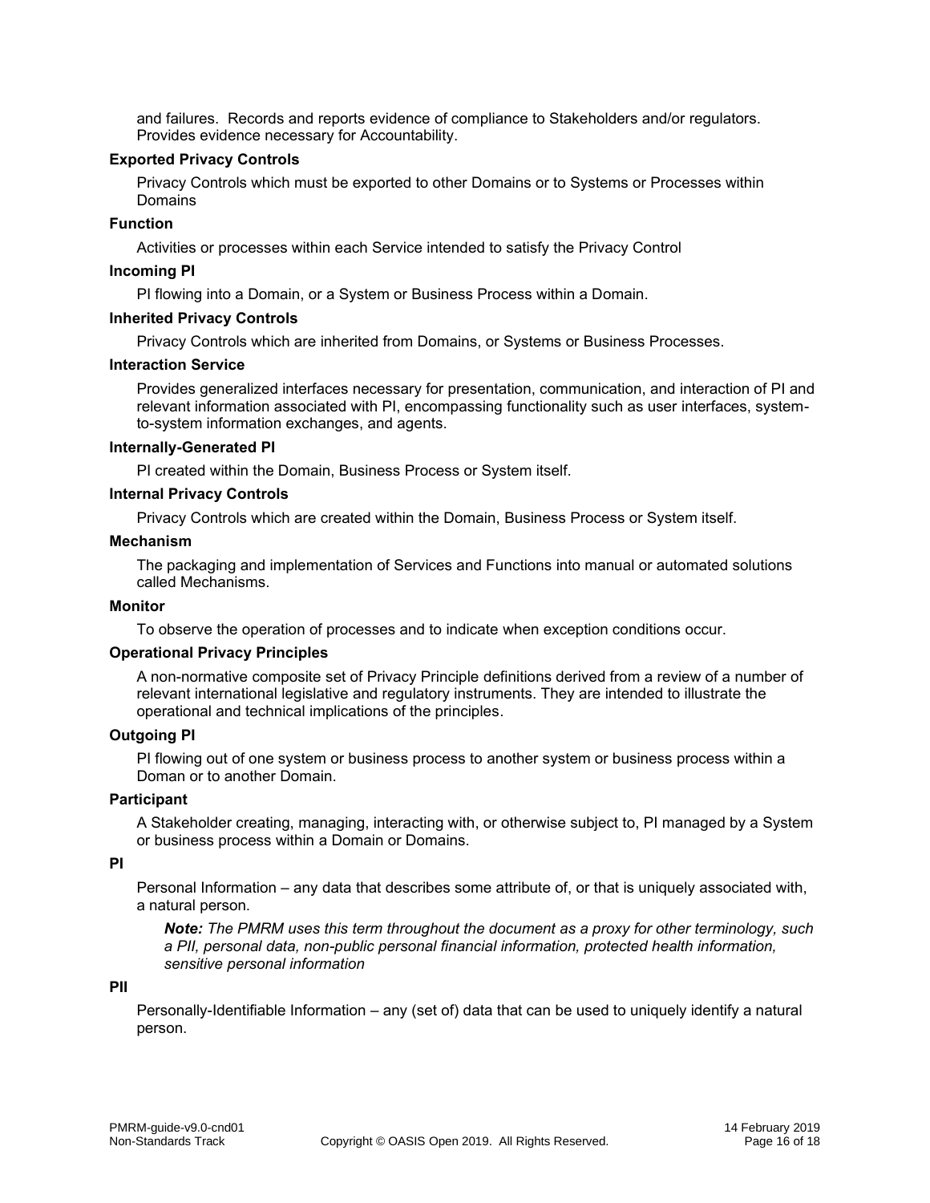and failures. Records and reports evidence of compliance to Stakeholders and/or regulators. Provides evidence necessary for Accountability.

**Exported Privacy Controls**

Privacy Controls which must be exported to other Domains or to Systems or Processes within Domains

**Function**

Activities or processes within each Service intended to satisfy the Privacy Control

**Incoming PI**

PI flowing into a Domain, or a System or Business Process within a Domain.

**Inherited Privacy Controls**

Privacy Controls which are inherited from Domains, or Systems or Business Processes.

**Interaction Service**

Provides generalized interfaces necessary for presentation, communication, and interaction of PI and relevant information associated with PI, encompassing functionality such as user interfaces, system-to-system information exchanges, and agents.

**Internally-Generated PI**

PI created within the Domain, Business Process or System itself.

**Internal Privacy Controls**

Privacy Controls which are created within the Domain, Business Process or System itself.

**Mechanism**

The packaging and implementation of Services and Functions into manual or automated solutions called Mechanisms.

**Monitor**

To observe the operation of processes and to indicate when exception conditions occur.

**Operational Privacy Principles**

A non-normative composite set of Privacy Principle definitions derived from a review of a number of relevant international legislative and regulatory instruments. They are intended to illustrate the operational and technical implications of the principles.

**Outgoing PI**

PI flowing out of one system or business process to another system or business process within a Doman or to another Domain.

**Participant**

A Stakeholder creating, managing, interacting with, or otherwise subject to, PI managed by a System or business process within a Domain or Domains.

**PI**

Personal Information – any data that describes some attribute of, or that is uniquely associated with, a natural person.

> ***Note:*** *The PMRM uses this term throughout the document as a proxy for other terminology, such a PII, personal data, non-public personal financial information, protected health information, sensitive personal information*

**PII**

Personally-Identifiable Information – any (set of) data that can be used to uniquely identify a natural person.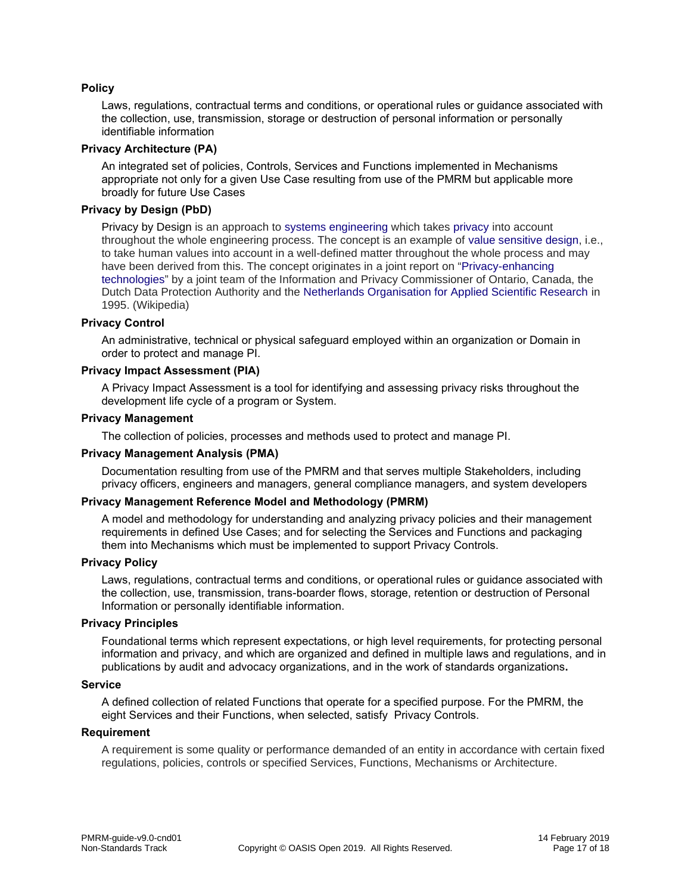**Policy**

Laws, regulations, contractual terms and conditions, or operational rules or guidance associated with the collection, use, transmission, storage or destruction of personal information or personally identifiable information

**Privacy Architecture (PA)**

An integrated set of policies, Controls, Services and Functions implemented in Mechanisms appropriate not only for a given Use Case resulting from use of the PMRM but applicable more broadly for future Use Cases

**Privacy by Design (PbD)**

Privacy by Design is an approach to systems engineering which takes privacy into account throughout the whole engineering process. The concept is an example of value sensitive design, i.e., to take human values into account in a well-defined matter throughout the whole process and may have been derived from this. The concept originates in a joint report on "Privacy-enhancing technologies" by a joint team of the Information and Privacy Commissioner of Ontario, Canada, the Dutch Data Protection Authority and the Netherlands Organisation for Applied Scientific Research in 1995. (Wikipedia)

**Privacy Control**

An administrative, technical or physical safeguard employed within an organization or Domain in order to protect and manage PI.

**Privacy Impact Assessment (PIA)**

A Privacy Impact Assessment is a tool for identifying and assessing privacy risks throughout the development life cycle of a program or System.

**Privacy Management**

The collection of policies, processes and methods used to protect and manage PI.

**Privacy Management Analysis (PMA)**

Documentation resulting from use of the PMRM and that serves multiple Stakeholders, including privacy officers, engineers and managers, general compliance managers, and system developers

**Privacy Management Reference Model and Methodology (PMRM)**

A model and methodology for understanding and analyzing privacy policies and their management requirements in defined Use Cases; and for selecting the Services and Functions and packaging them into Mechanisms which must be implemented to support Privacy Controls.

**Privacy Policy**

Laws, regulations, contractual terms and conditions, or operational rules or guidance associated with the collection, use, transmission, trans-boarder flows, storage, retention or destruction of Personal Information or personally identifiable information.

**Privacy Principles**

Foundational terms which represent expectations, or high level requirements, for protecting personal information and privacy, and which are organized and defined in multiple laws and regulations, and in publications by audit and advocacy organizations, and in the work of standards organizations**.**

**Service**

A defined collection of related Functions that operate for a specified purpose. For the PMRM, the eight Services and their Functions, when selected, satisfy Privacy Controls.

**Requirement**

A requirement is some quality or performance demanded of an entity in accordance with certain fixed regulations, policies, controls or specified Services, Functions, Mechanisms or Architecture.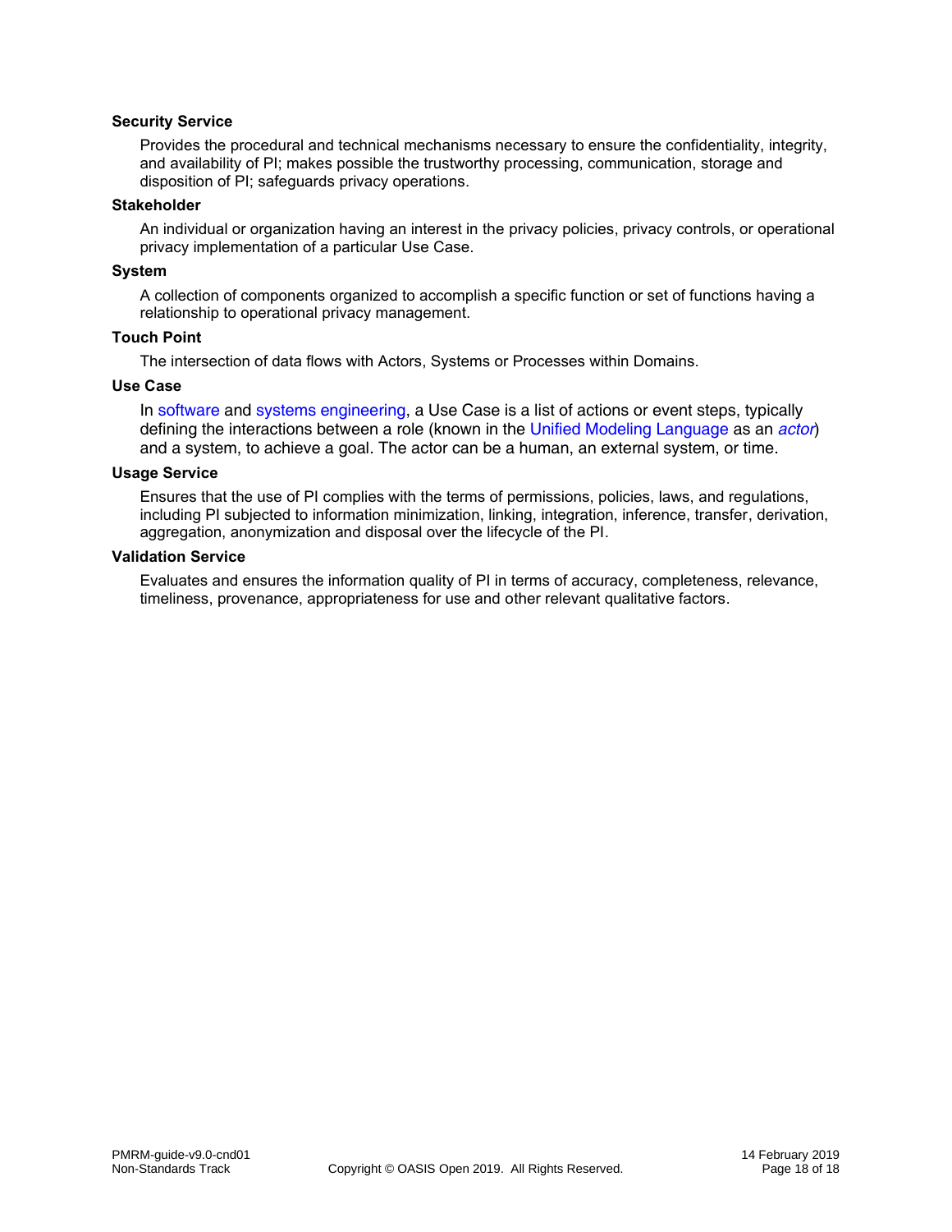**Security Service**

Provides the procedural and technical mechanisms necessary to ensure the confidentiality, integrity, and availability of PI; makes possible the trustworthy processing, communication, storage and disposition of PI; safeguards privacy operations.

**Stakeholder**

An individual or organization having an interest in the privacy policies, privacy controls, or operational privacy implementation of a particular Use Case.

**System**

A collection of components organized to accomplish a specific function or set of functions having a relationship to operational privacy management.

**Touch Point**

The intersection of data flows with Actors, Systems or Processes within Domains.

**Use Case**

In software and systems engineering, a Use Case is a list of actions or event steps, typically defining the interactions between a role (known in the Unified Modeling Language as an *actor*) and a system, to achieve a goal. The actor can be a human, an external system, or time.

**Usage Service**

Ensures that the use of PI complies with the terms of permissions, policies, laws, and regulations, including PI subjected to information minimization, linking, integration, inference, transfer, derivation, aggregation, anonymization and disposal over the lifecycle of the PI.

**Validation Service**

Evaluates and ensures the information quality of PI in terms of accuracy, completeness, relevance, timeliness, provenance, appropriateness for use and other relevant qualitative factors.